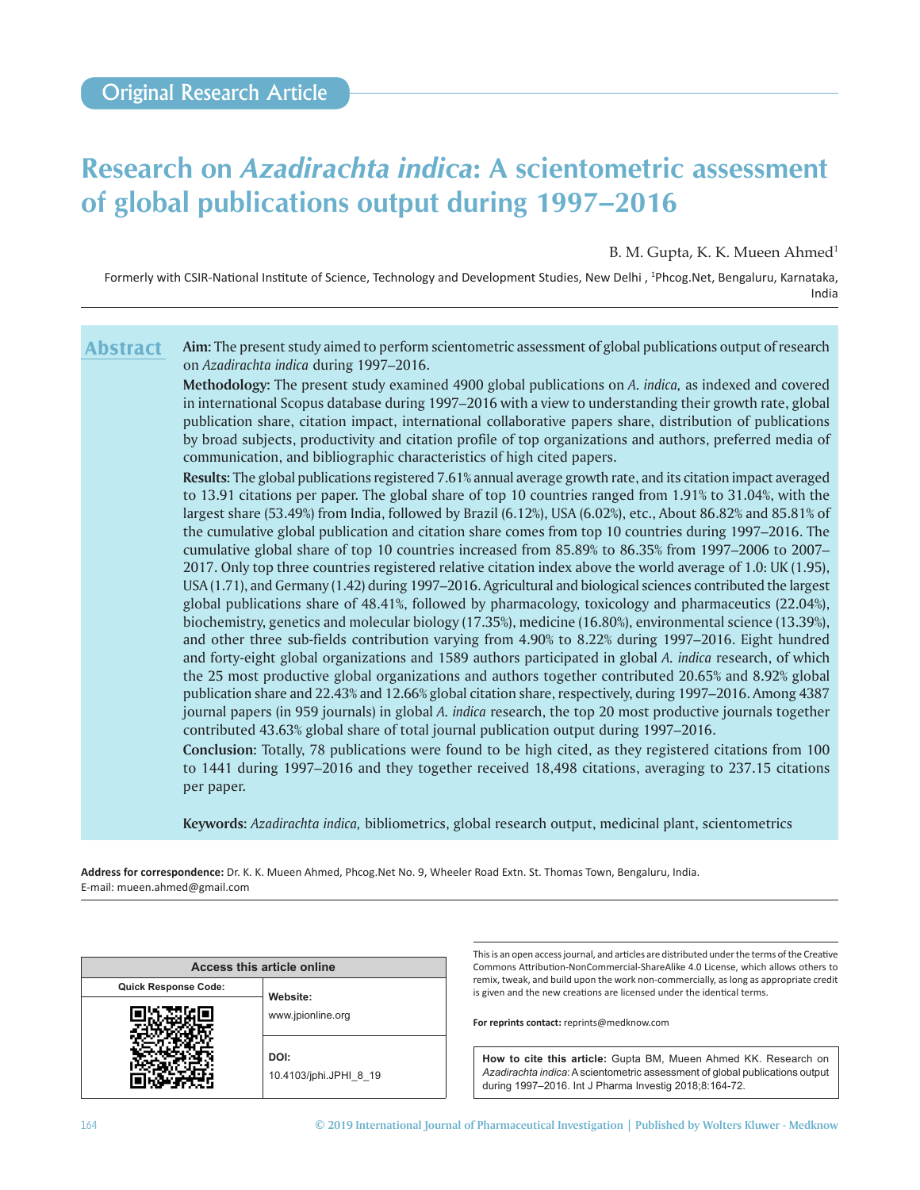Original Research Article

# Research on *Azadirachta indica*: A scientometric assessment of global publications output during 1997–2016

B. M. Gupta, K. K. Mueen Ahmed[1]

Formerly with CSIR-National Institute of Science, Technology and Development Studies, New Delhi , [1]Phcog.Net, Bengaluru, Karnataka, India

## Abstract

**Aim:** The present study aimed to perform scientometric assessment of global publications output of research on *Azadirachta indica* during 1997–2016.

**Methodology:** The present study examined 4900 global publications on *A. indica,* as indexed and covered in international Scopus database during 1997–2016 with a view to understanding their growth rate, global publication share, citation impact, international collaborative papers share, distribution of publications by broad subjects, productivity and citation profile of top organizations and authors, preferred media of communication, and bibliographic characteristics of high cited papers.

**Results:** The global publications registered 7.61% annual average growth rate, and its citation impact averaged to 13.91 citations per paper. The global share of top 10 countries ranged from 1.91% to 31.04%, with the largest share (53.49%) from India, followed by Brazil (6.12%), USA (6.02%), etc., About 86.82% and 85.81% of the cumulative global publication and citation share comes from top 10 countries during 1997–2016. The cumulative global share of top 10 countries increased from 85.89% to 86.35% from 1997–2006 to 2007–2017. Only top three countries registered relative citation index above the world average of 1.0: UK (1.95), USA (1.71), and Germany (1.42) during 1997–2016. Agricultural and biological sciences contributed the largest global publications share of 48.41%, followed by pharmacology, toxicology and pharmaceutics (22.04%), biochemistry, genetics and molecular biology (17.35%), medicine (16.80%), environmental science (13.39%), and other three sub-fields contribution varying from 4.90% to 8.22% during 1997–2016. Eight hundred and forty-eight global organizations and 1589 authors participated in global *A. indica* research, of which the 25 most productive global organizations and authors together contributed 20.65% and 8.92% global publication share and 22.43% and 12.66% global citation share, respectively, during 1997–2016. Among 4387 journal papers (in 959 journals) in global *A. indica* research, the top 20 most productive journals together contributed 43.63% global share of total journal publication output during 1997–2016.

**Conclusion:** Totally, 78 publications were found to be high cited, as they registered citations from 100 to 1441 during 1997–2016 and they together received 18,498 citations, averaging to 237.15 citations per paper.

**Keywords:** *Azadirachta indica,* bibliometrics, global research output, medicinal plant, scientometrics

**Address for correspondence:** Dr. K. K. Mueen Ahmed, Phcog.Net No. 9, Wheeler Road Extn. St. Thomas Town, Bengaluru, India.
E-mail: mueen.ahmed@gmail.com

| Access this article online | |
|---|---|
| Quick Response Code: | Website: www.jpionline.org |
| | DOI: 10.4103/jphi.JPHI_8_19 |

This is an open access journal, and articles are distributed under the terms of the Creative Commons Attribution-NonCommercial-ShareAlike 4.0 License, which allows others to remix, tweak, and build upon the work non-commercially, as long as appropriate credit is given and the new creations are licensed under the identical terms.

**For reprints contact:** reprints@medknow.com

**How to cite this article:** Gupta BM, Mueen Ahmed KK. Research on *Azadirachta indica*: A scientometric assessment of global publications output during 1997–2016. Int J Pharma Investig 2018;8:164-72.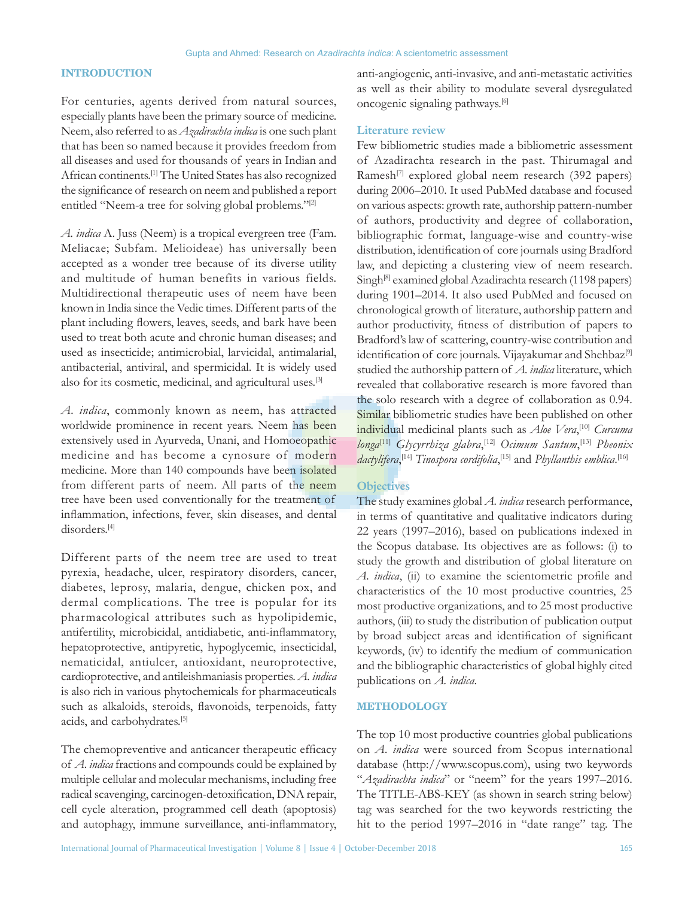## INTRODUCTION

For centuries, agents derived from natural sources, especially plants have been the primary source of medicine. Neem, also referred to as *Azadirachta indica* is one such plant that has been so named because it provides freedom from all diseases and used for thousands of years in Indian and African continents.[1] The United States has also recognized the significance of research on neem and published a report entitled "Neem-a tree for solving global problems."[2]

*A. indica* A. Juss (Neem) is a tropical evergreen tree (Fam. Meliacae; Subfam. Melioideae) has universally been accepted as a wonder tree because of its diverse utility and multitude of human benefits in various fields. Multidirectional therapeutic uses of neem have been known in India since the Vedic times. Different parts of the plant including flowers, leaves, seeds, and bark have been used to treat both acute and chronic human diseases; and used as insecticide; antimicrobial, larvicidal, antimalarial, antibacterial, antiviral, and spermicidal. It is widely used also for its cosmetic, medicinal, and agricultural uses.[3]

*A. indica*, commonly known as neem, has attracted worldwide prominence in recent years. Neem has been extensively used in Ayurveda, Unani, and Homoeopathic medicine and has become a cynosure of modern medicine. More than 140 compounds have been isolated from different parts of neem. All parts of the neem tree have been used conventionally for the treatment of inflammation, infections, fever, skin diseases, and dental disorders.[4]

Different parts of the neem tree are used to treat pyrexia, headache, ulcer, respiratory disorders, cancer, diabetes, leprosy, malaria, dengue, chicken pox, and dermal complications. The tree is popular for its pharmacological attributes such as hypolipidemic, antifertility, microbicidal, antidiabetic, anti-inflammatory, hepatoprotective, antipyretic, hypoglycemic, insecticidal, nematicidal, antiulcer, antioxidant, neuroprotective, cardioprotective, and antileishmaniasis properties. *A. indica* is also rich in various phytochemicals for pharmaceuticals such as alkaloids, steroids, flavonoids, terpenoids, fatty acids, and carbohydrates.[5]

The chemopreventive and anticancer therapeutic efficacy of *A. indica* fractions and compounds could be explained by multiple cellular and molecular mechanisms, including free radical scavenging, carcinogen-detoxification, DNA repair, cell cycle alteration, programmed cell death (apoptosis) and autophagy, immune surveillance, anti-inflammatory, anti-angiogenic, anti-invasive, and anti-metastatic activities as well as their ability to modulate several dysregulated oncogenic signaling pathways.[6]

### Literature review

Few bibliometric studies made a bibliometric assessment of Azadirachta research in the past. Thirumagal and Ramesh[7] explored global neem research (392 papers) during 2006–2010. It used PubMed database and focused on various aspects: growth rate, authorship pattern-number of authors, productivity and degree of collaboration, bibliographic format, language-wise and country-wise distribution, identification of core journals using Bradford law, and depicting a clustering view of neem research. Singh[8] examined global Azadirachta research (1198 papers) during 1901–2014. It also used PubMed and focused on chronological growth of literature, authorship pattern and author productivity, fitness of distribution of papers to Bradford's law of scattering, country-wise contribution and identification of core journals. Vijayakumar and Shehbaz[9] studied the authorship pattern of *A. indica* literature, which revealed that collaborative research is more favored than the solo research with a degree of collaboration as 0.94. Similar bibliometric studies have been published on other individual medicinal plants such as *Aloe Vera*,[10] *Curcuma longa*[11] *Glycyrrhiza glabra*,[12] *Ocimum Santum*,[13] *Pheonix dactylifera*,[14] *Tinospora cordifolia*,[15] and *Phyllanthis emblica*.[16]

### Objectives

The study examines global *A. indica* research performance, in terms of quantitative and qualitative indicators during 22 years (1997–2016), based on publications indexed in the Scopus database. Its objectives are as follows: (i) to study the growth and distribution of global literature on *A. indica*, (ii) to examine the scientometric profile and characteristics of the 10 most productive countries, 25 most productive organizations, and to 25 most productive authors, (iii) to study the distribution of publication output by broad subject areas and identification of significant keywords, (iv) to identify the medium of communication and the bibliographic characteristics of global highly cited publications on *A. indica*.

## METHODOLOGY

The top 10 most productive countries global publications on *A. indica* were sourced from Scopus international database (http://www.scopus.com), using two keywords "*Azadirachta indica*" or "neem" for the years 1997–2016. The TITLE-ABS-KEY (as shown in search string below) tag was searched for the two keywords restricting the hit to the period 1997–2016 in "date range" tag. The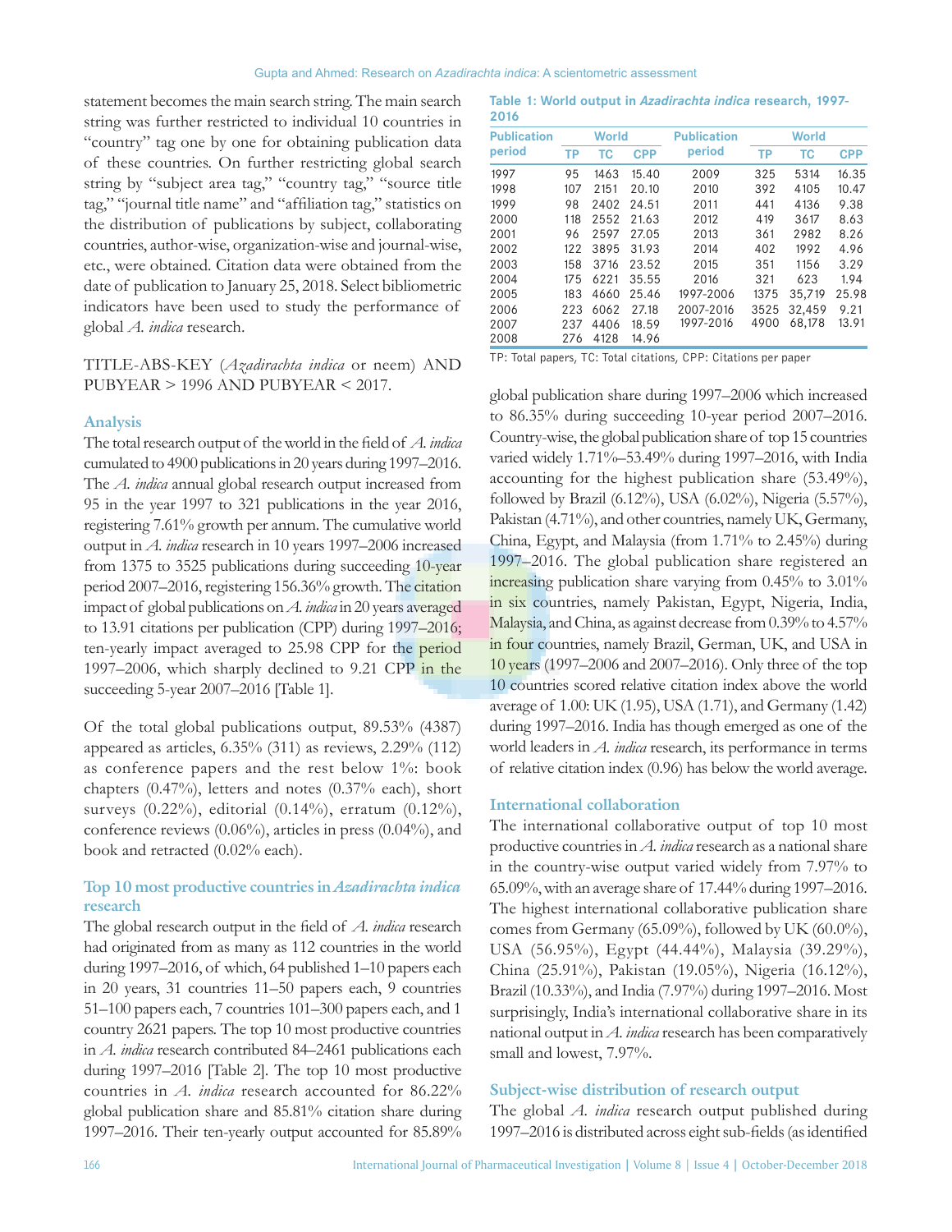statement becomes the main search string. The main search string was further restricted to individual 10 countries in "country" tag one by one for obtaining publication data of these countries. On further restricting global search string by "subject area tag," "country tag," "source title tag," "journal title name" and "affiliation tag," statistics on the distribution of publications by subject, collaborating countries, author-wise, organization-wise and journal-wise, etc., were obtained. Citation data were obtained from the date of publication to January 25, 2018. Select bibliometric indicators have been used to study the performance of global *A. indica* research.

TITLE-ABS-KEY (*Azadirachta indica* or neem) AND PUBYEAR > 1996 AND PUBYEAR < 2017.

## Analysis

The total research output of the world in the field of *A. indica* cumulated to 4900 publications in 20 years during 1997–2016. The *A. indica* annual global research output increased from 95 in the year 1997 to 321 publications in the year 2016, registering 7.61% growth per annum. The cumulative world output in *A. indica* research in 10 years 1997–2006 increased from 1375 to 3525 publications during succeeding 10-year period 2007–2016, registering 156.36% growth. The citation impact of global publications on *A. indica* in 20 years averaged to 13.91 citations per publication (CPP) during 1997–2016; ten-yearly impact averaged to 25.98 CPP for the period 1997–2006, which sharply declined to 9.21 CPP in the succeeding 5-year 2007–2016 [Table 1].

**Table 1: World output in *Azadirachta indica* research, 1997-2016**

| Publication period | World | | | Publication period | World | | |
|---|---|---|---|---|---|---|---|
| | TP | TC | CPP | | TP | TC | CPP |
| 1997 | 95 | 1463 | 15.40 | 2009 | 325 | 5314 | 16.35 |
| 1998 | 107 | 2151 | 20.10 | 2010 | 392 | 4105 | 10.47 |
| 1999 | 98 | 2402 | 24.51 | 2011 | 441 | 4136 | 9.38 |
| 2000 | 118 | 2552 | 21.63 | 2012 | 419 | 3617 | 8.63 |
| 2001 | 96 | 2597 | 27.05 | 2013 | 361 | 2982 | 8.26 |
| 2002 | 122 | 3895 | 31.93 | 2014 | 402 | 1992 | 4.96 |
| 2003 | 158 | 3716 | 23.52 | 2015 | 351 | 1156 | 3.29 |
| 2004 | 175 | 6221 | 35.55 | 2016 | 321 | 623 | 1.94 |
| 2005 | 183 | 4660 | 25.46 | 1997-2006 | 1375 | 35,719 | 25.98 |
| 2006 | 223 | 6062 | 27.18 | 2007-2016 | 3525 | 32,459 | 9.21 |
| 2007 | 237 | 4406 | 18.59 | 1997-2016 | 4900 | 68,178 | 13.91 |
| 2008 | 276 | 4128 | 14.96 | | | | |

TP: Total papers, TC: Total citations, CPP: Citations per paper

Of the total global publications output, 89.53% (4387) appeared as articles, 6.35% (311) as reviews, 2.29% (112) as conference papers and the rest below 1%: book chapters (0.47%), letters and notes (0.37% each), short surveys (0.22%), editorial (0.14%), erratum (0.12%), conference reviews (0.06%), articles in press (0.04%), and book and retracted (0.02% each).

## Top 10 most productive countries in *Azadirachta indica* research

The global research output in the field of *A. indica* research had originated from as many as 112 countries in the world during 1997–2016, of which, 64 published 1–10 papers each in 20 years, 31 countries 11–50 papers each, 9 countries 51–100 papers each, 7 countries 101–300 papers each, and 1 country 2621 papers. The top 10 most productive countries in *A. indica* research contributed 84–2461 publications each during 1997–2016 [Table 2]. The top 10 most productive countries in *A. indica* research accounted for 86.22% global publication share and 85.81% citation share during 1997–2016. Their ten-yearly output accounted for 85.89% global publication share during 1997–2006 which increased to 86.35% during succeeding 10-year period 2007–2016. Country-wise, the global publication share of top 15 countries varied widely 1.71%–53.49% during 1997–2016, with India accounting for the highest publication share (53.49%), followed by Brazil (6.12%), USA (6.02%), Nigeria (5.57%), Pakistan (4.71%), and other countries, namely UK, Germany, China, Egypt, and Malaysia (from 1.71% to 2.45%) during 1997–2016. The global publication share registered an increasing publication share varying from 0.45% to 3.01% in six countries, namely Pakistan, Egypt, Nigeria, India, Malaysia, and China, as against decrease from 0.39% to 4.57% in four countries, namely Brazil, German, UK, and USA in 10 years (1997–2006 and 2007–2016). Only three of the top 10 countries scored relative citation index above the world average of 1.00: UK (1.95), USA (1.71), and Germany (1.42) during 1997–2016. India has though emerged as one of the world leaders in *A. indica* research, its performance in terms of relative citation index (0.96) has below the world average.

## International collaboration

The international collaborative output of top 10 most productive countries in *A. indica* research as a national share in the country-wise output varied widely from 7.97% to 65.09%, with an average share of 17.44% during 1997–2016. The highest international collaborative publication share comes from Germany (65.09%), followed by UK (60.0%), USA (56.95%), Egypt (44.44%), Malaysia (39.29%), China (25.91%), Pakistan (19.05%), Nigeria (16.12%), Brazil (10.33%), and India (7.97%) during 1997–2016. Most surprisingly, India's international collaborative share in its national output in *A. indica* research has been comparatively small and lowest, 7.97%.

## Subject-wise distribution of research output

The global *A. indica* research output published during 1997–2016 is distributed across eight sub-fields (as identified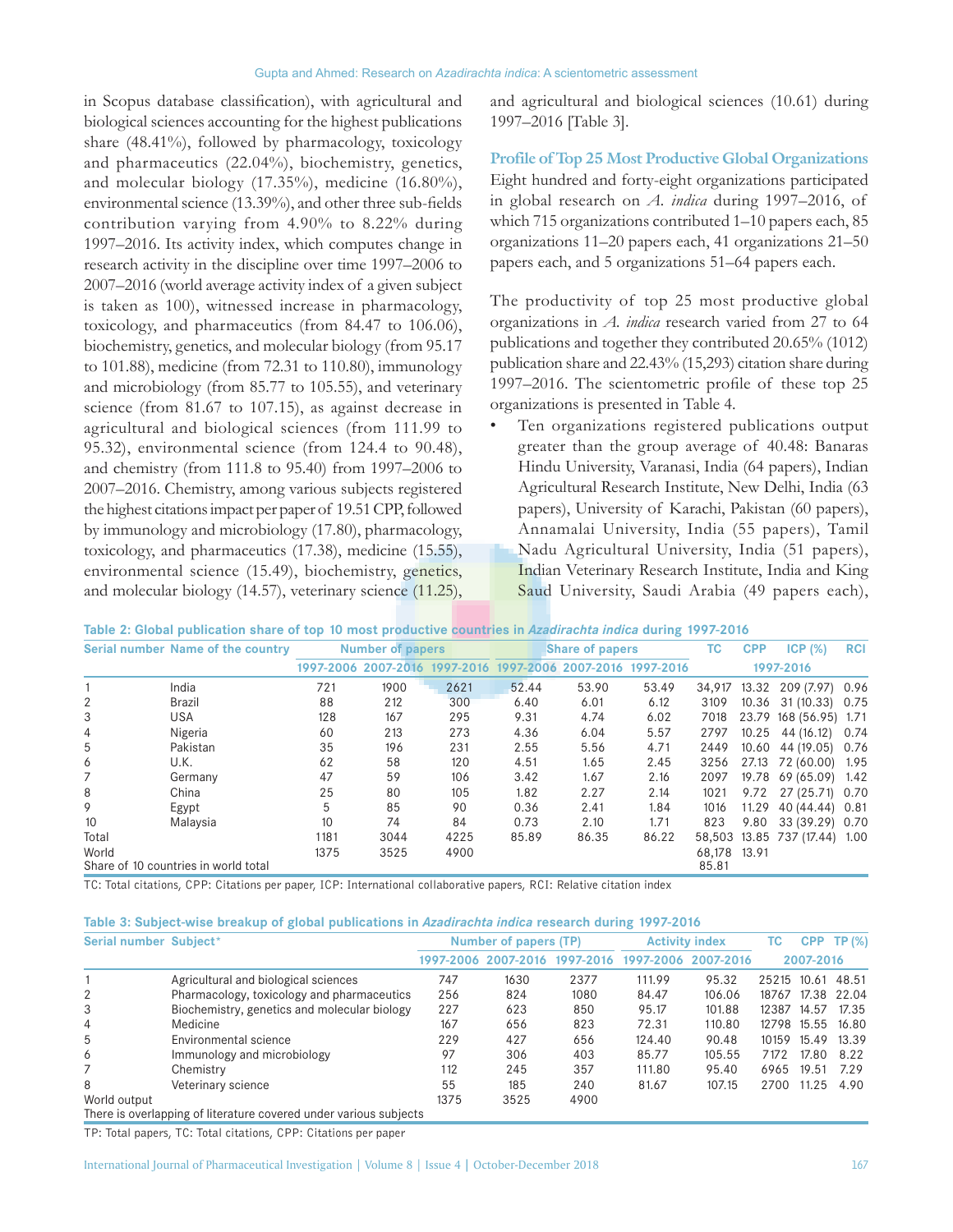in Scopus database classification), with agricultural and biological sciences accounting for the highest publications share (48.41%), followed by pharmacology, toxicology and pharmaceuticals (22.04%), biochemistry, genetics, and molecular biology (17.35%), medicine (16.80%), environmental science (13.39%), and other three sub-fields contribution varying from 4.90% to 8.22% during 1997–2016. Its activity index, which computes change in research activity in the discipline over time 1997–2006 to 2007–2016 (world average activity index of a given subject is taken as 100), witnessed increase in pharmacology, toxicology, and pharmaceuticals (from 84.47 to 106.06), biochemistry, genetics, and molecular biology (from 95.17 to 101.88), medicine (from 72.31 to 110.80), immunology and microbiology (from 85.77 to 105.55), and veterinary science (from 81.67 to 107.15), as against decrease in agricultural and biological sciences (from 111.99 to 95.32), environmental science (from 124.4 to 90.48), and chemistry (from 111.8 to 95.40) from 1997–2006 to 2007–2016. Chemistry, among various subjects registered the highest citations impact per paper of 19.51 CPP, followed by immunology and microbiology (17.80), pharmacology, toxicology, and pharmaceutics (17.38), medicine (15.55), environmental science (15.49), biochemistry, genetics, and molecular biology (14.57), veterinary science (11.25), and agricultural and biological sciences (10.61) during 1997–2016 [Table 3].

## Profile of Top 25 Most Productive Global Organizations

Eight hundred and forty-eight organizations participated in global research on *A. indica* during 1997–2016, of which 715 organizations contributed 1–10 papers each, 85 organizations 11–20 papers each, 41 organizations 21–50 papers each, and 5 organizations 51–64 papers each.

The productivity of top 25 most productive global organizations in *A. indica* research varied from 27 to 64 publications and together they contributed 20.65% (1012) publication share and 22.43% (15,293) citation share during 1997–2016. The scientometric profile of these top 25 organizations is presented in Table 4.

- Ten organizations registered publications output greater than the group average of 40.48: Banaras Hindu University, Varanasi, India (64 papers), Indian Agricultural Research Institute, New Delhi, India (63 papers), University of Karachi, Pakistan (60 papers), Annamalai University, India (55 papers), Tamil Nadu Agricultural University, India (51 papers), Indian Veterinary Research Institute, India and King Saud University, Saudi Arabia (49 papers each),

**Table 2: Global publication share of top 10 most productive countries in *Azadirachta indica* during 1997-2016**

| Serial number | Name of the country | Number of papers | | | Share of papers | | | TC | CPP | ICP (%) | RCI |
|---|---|---|---|---|---|---|---|---|---|---|---|
| | | 1997-2006 | 2007-2016 | 1997-2016 | 1997-2006 | 2007-2016 | 1997-2016 | 1997-2016 | | | |
| 1 | India | 721 | 1900 | 2621 | 52.44 | 53.90 | 53.49 | 34,917 | 13.32 | 209 (7.97) | 0.96 |
| 2 | Brazil | 88 | 212 | 300 | 6.40 | 6.01 | 6.12 | 3109 | 10.36 | 31 (10.33) | 0.75 |
| 3 | USA | 128 | 167 | 295 | 9.31 | 4.74 | 6.02 | 7018 | 23.79 | 168 (56.95) | 1.71 |
| 4 | Nigeria | 60 | 213 | 273 | 4.36 | 6.04 | 5.57 | 2797 | 10.25 | 44 (16.12) | 0.74 |
| 5 | Pakistan | 35 | 196 | 231 | 2.55 | 5.56 | 4.71 | 2449 | 10.60 | 44 (19.05) | 0.76 |
| 6 | U.K. | 62 | 58 | 120 | 4.51 | 1.65 | 2.45 | 3256 | 27.13 | 72 (60.00) | 1.95 |
| 7 | Germany | 47 | 59 | 106 | 3.42 | 1.67 | 2.16 | 2097 | 19.78 | 69 (65.09) | 1.42 |
| 8 | China | 25 | 80 | 105 | 1.82 | 2.27 | 2.14 | 1021 | 9.72 | 27 (25.71) | 0.70 |
| 9 | Egypt | 5 | 85 | 90 | 0.36 | 2.41 | 1.84 | 1016 | 11.29 | 40 (44.44) | 0.81 |
| 10 | Malaysia | 10 | 74 | 84 | 0.73 | 2.10 | 1.71 | 823 | 9.80 | 33 (39.29) | 0.70 |
| Total | | 1181 | 3044 | 4225 | 85.89 | 86.35 | 86.22 | 58,503 | 13.85 | 737 (17.44) | 1.00 |
| World | | 1375 | 3525 | 4900 | | | | 68,178 | 13.91 | | |
| Share of 10 countries in world total | | | | | | | | 85.81 | | | |

TC: Total citations, CPP: Citations per paper, ICP: International collaborative papers, RCI: Relative citation index

**Table 3: Subject-wise breakup of global publications in *Azadirachta indica* research during 1997-2016**

| Serial number | Subject* | Number of papers (TP) | | | Activity index | | TC | CPP | TP (%) |
|---|---|---|---|---|---|---|---|---|---|
| | | 1997-2006 | 2007-2016 | 1997-2016 | 1997-2006 | 2007-2016 | 2007-2016 | | |
| 1 | Agricultural and biological sciences | 747 | 1630 | 2377 | 111.99 | 95.32 | 25215 | 10.61 | 48.51 |
| 2 | Pharmacology, toxicology and pharmaceutics | 256 | 824 | 1080 | 84.47 | 106.06 | 18767 | 17.38 | 22.04 |
| 3 | Biochemistry, genetics and molecular biology | 227 | 623 | 850 | 95.17 | 101.88 | 12387 | 14.57 | 17.35 |
| 4 | Medicine | 167 | 656 | 823 | 72.31 | 110.80 | 12798 | 15.55 | 16.80 |
| 5 | Environmental science | 229 | 427 | 656 | 124.40 | 90.48 | 10159 | 15.49 | 13.39 |
| 6 | Immunology and microbiology | 97 | 306 | 403 | 85.77 | 105.55 | 7172 | 17.80 | 8.22 |
| 7 | Chemistry | 112 | 245 | 357 | 111.80 | 95.40 | 6965 | 19.51 | 7.29 |
| 8 | Veterinary science | 55 | 185 | 240 | 81.67 | 107.15 | 2700 | 11.25 | 4.90 |
| World output | | 1375 | 3525 | 4900 | | | | | |
| There is overlapping of literature covered under various subjects | | | | | | | | | |

TP: Total papers, TC: Total citations, CPP: Citations per paper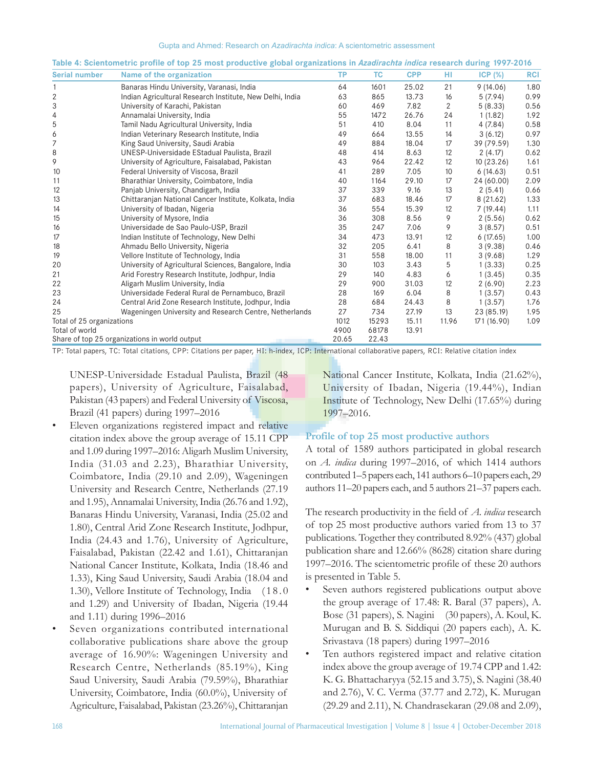Table 4: Scientometric profile of top 25 most productive global organizations in *Azadirachta indica* research during 1997-2016

| Serial number | Name of the organization | TP | TC | CPP | HI | ICP (%) | RCI |
|---|---|---|---|---|---|---|---|
| 1 | Banaras Hindu University, Varanasi, India | 64 | 1601 | 25.02 | 21 | 9 (14.06) | 1.80 |
| 2 | Indian Agricultural Research Institute, New Delhi, India | 63 | 865 | 13.73 | 16 | 5 (7.94) | 0.99 |
| 3 | University of Karachi, Pakistan | 60 | 469 | 7.82 | 2 | 5 (8.33) | 0.56 |
| 4 | Annamalai University, India | 55 | 1472 | 26.76 | 24 | 1 (1.82) | 1.92 |
| 5 | Tamil Nadu Agricultural University, India | 51 | 410 | 8.04 | 11 | 4 (7.84) | 0.58 |
| 6 | Indian Veterinary Research Institute, India | 49 | 664 | 13.55 | 14 | 3 (6.12) | 0.97 |
| 7 | King Saud University, Saudi Arabia | 49 | 884 | 18.04 | 17 | 39 (79.59) | 1.30 |
| 8 | UNESP-Universidade EStadual Paulista, Brazil | 48 | 414 | 8.63 | 12 | 2 (4.17) | 0.62 |
| 9 | University of Agriculture, Faisalabad, Pakistan | 43 | 964 | 22.42 | 12 | 10 (23.26) | 1.61 |
| 10 | Federal University of Viscosa, Brazil | 41 | 289 | 7.05 | 10 | 6 (14.63) | 0.51 |
| 11 | Bharathiar University, Coimbatore, India | 40 | 1164 | 29.10 | 17 | 24 (60.00) | 2.09 |
| 12 | Panjab University, Chandigarh, India | 37 | 339 | 9.16 | 13 | 2 (5.41) | 0.66 |
| 13 | Chittaranjan National Cancer Institute, Kolkata, India | 37 | 683 | 18.46 | 17 | 8 (21.62) | 1.33 |
| 14 | University of Ibadan, Nigeria | 36 | 554 | 15.39 | 12 | 7 (19.44) | 1.11 |
| 15 | University of Mysore, India | 36 | 308 | 8.56 | 9 | 2 (5.56) | 0.62 |
| 16 | Universidade de Sao Paulo-USP, Brazil | 35 | 247 | 7.06 | 9 | 3 (8.57) | 0.51 |
| 17 | Indian Institute of Technology, New Delhi | 34 | 473 | 13.91 | 12 | 6 (17.65) | 1.00 |
| 18 | Ahmadu Bello University, Nigeria | 32 | 205 | 6.41 | 8 | 3 (9.38) | 0.46 |
| 19 | Vellore Institute of Technology, India | 31 | 558 | 18.00 | 11 | 3 (9.68) | 1.29 |
| 20 | University of Agricultural Sciences, Bangalore, India | 30 | 103 | 3.43 | 5 | 1 (3.33) | 0.25 |
| 21 | Arid Forestry Research Institute, Jodhpur, India | 29 | 140 | 4.83 | 6 | 1 (3.45) | 0.35 |
| 22 | Aligarh Muslim University, India | 29 | 900 | 31.03 | 12 | 2 (6.90) | 2.23 |
| 23 | Universidade Federal Rural de Pernambuco, Brazil | 28 | 169 | 6.04 | 8 | 1 (3.57) | 0.43 |
| 24 | Central Arid Zone Research Institute, Jodhpur, India | 28 | 684 | 24.43 | 8 | 1 (3.57) | 1.76 |
| 25 | Wageningen University and Research Centre, Netherlands | 27 | 734 | 27.19 | 13 | 23 (85.19) | 1.95 |
| Total of 25 organizations | | 1012 | 15293 | 15.11 | 11.96 | 171 (16.90) | 1.09 |
| Total of world | | 4900 | 68178 | 13.91 | | | |
| Share of top 25 organizations in world output | | 20.65 | 22.43 | | | | |

TP: Total papers, TC: Total citations, CPP: Citations per paper, HI: h-index, ICP: International collaborative papers, RCI: Relative citation index

UNESP-Universidade Estadual Paulista, Brazil (48 papers), University of Agriculture, Faisalabad, Pakistan (43 papers) and Federal University of Viscosa, Brazil (41 papers) during 1997–2016

- Eleven organizations registered impact and relative citation index above the group average of 15.11 CPP and 1.09 during 1997–2016: Aligarh Muslim University, India (31.03 and 2.23), Bharathiar University, Coimbatore, India (29.10 and 2.09), Wageningen University and Research Centre, Netherlands (27.19 and 1.95), Annamalai University, India (26.76 and 1.92), Banaras Hindu University, Varanasi, India (25.02 and 1.80), Central Arid Zone Research Institute, Jodhpur, India (24.43 and 1.76), University of Agriculture, Faisalabad, Pakistan (22.42 and 1.61), Chittaranjan National Cancer Institute, Kolkata, India (18.46 and 1.33), King Saud University, Saudi Arabia (18.04 and 1.30), Vellore Institute of Technology, India (18.0 and 1.29) and University of Ibadan, Nigeria (19.44 and 1.11) during 1996–2016
- Seven organizations contributed international collaborative publications share above the group average of 16.90%: Wageningen University and Research Centre, Netherlands (85.19%), King Saud University, Saudi Arabia (79.59%), Bharathiar University, Coimbatore, India (60.0%), University of Agriculture, Faisalabad, Pakistan (23.26%), Chittaranjan National Cancer Institute, Kolkata, India (21.62%), University of Ibadan, Nigeria (19.44%), Indian Institute of Technology, New Delhi (17.65%) during 1997–2016.

## Profile of top 25 most productive authors

A total of 1589 authors participated in global research on *A. indica* during 1997–2016, of which 1414 authors contributed 1–5 papers each, 141 authors 6–10 papers each, 29 authors 11–20 papers each, and 5 authors 21–37 papers each.

The research productivity in the field of *A. indica* research of top 25 most productive authors varied from 13 to 37 publications. Together they contributed 8.92% (437) global publication share and 12.66% (8628) citation share during 1997–2016. The scientometric profile of these 20 authors is presented in Table 5.

- Seven authors registered publications output above the group average of 17.48: R. Baral (37 papers), A. Bose (31 papers), S. Nagini (30 papers), A. Koul, K. Murugan and B. S. Siddiqui (20 papers each), A. K. Srivastava (18 papers) during 1997–2016
- Ten authors registered impact and relative citation index above the group average of 19.74 CPP and 1.42: K. G. Bhattacharyya (52.15 and 3.75), S. Nagini (38.40 and 2.76), V. C. Verma (37.77 and 2.72), K. Murugan (29.29 and 2.11), N. Chandrasekaran (29.08 and 2.09),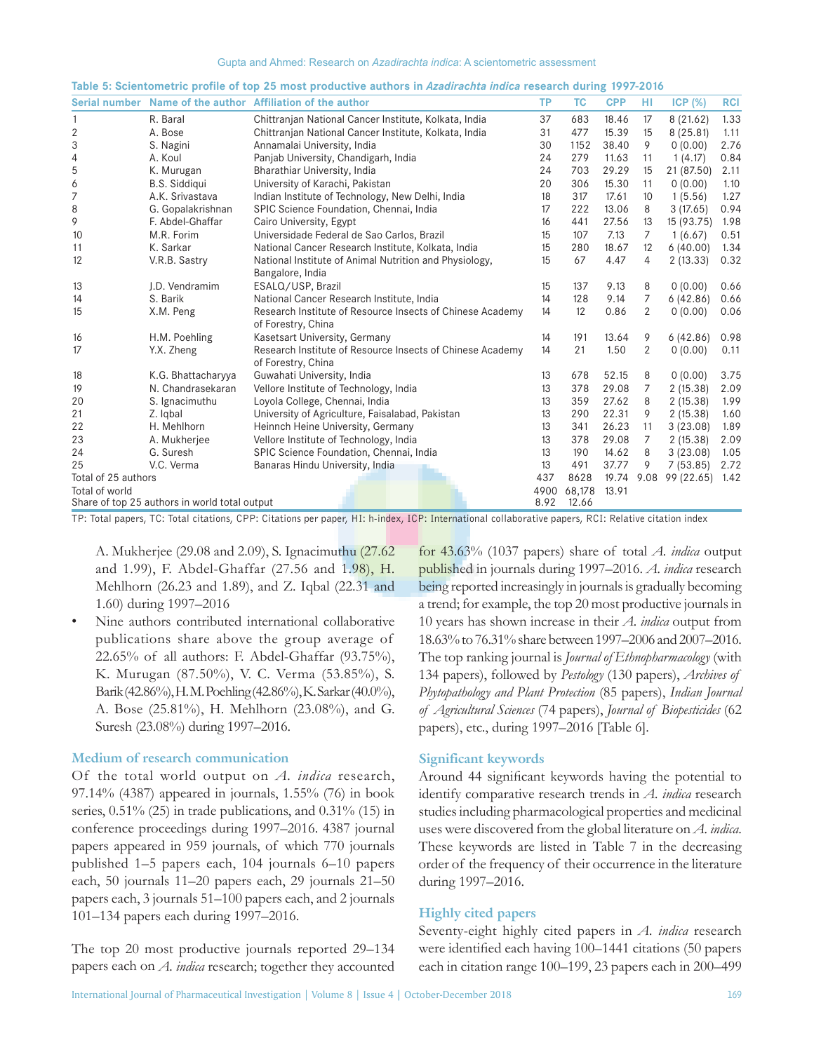**Table 5: Scientometric profile of top 25 most productive authors in *Azadirachta indica* research during 1997-2016**

| Serial number | Name of the author | Affiliation of the author | TP | TC | CPP | HI | ICP (%) | RCI |
|---|---|---|---|---|---|---|---|---|
| 1 | R. Baral | Chittranjan National Cancer Institute, Kolkata, India | 37 | 683 | 18.46 | 17 | 8 (21.62) | 1.33 |
| 2 | A. Bose | Chittranjan National Cancer Institute, Kolkata, India | 31 | 477 | 15.39 | 15 | 8 (25.81) | 1.11 |
| 3 | S. Nagini | Annamalai University, India | 30 | 1152 | 38.40 | 9 | 0 (0.00) | 2.76 |
| 4 | A. Koul | Panjab University, Chandigarh, India | 24 | 279 | 11.63 | 11 | 1 (4.17) | 0.84 |
| 5 | K. Murugan | Bharathiar University, India | 24 | 703 | 29.29 | 15 | 21 (87.50) | 2.11 |
| 6 | B.S. Siddiqui | University of Karachi, Pakistan | 20 | 306 | 15.30 | 11 | 0 (0.00) | 1.10 |
| 7 | A.K. Srivastava | Indian Institute of Technology, New Delhi, India | 18 | 317 | 17.61 | 10 | 1 (5.56) | 1.27 |
| 8 | G. Gopalakrishnan | SPIC Science Foundation, Chennai, India | 17 | 222 | 13.06 | 8 | 3 (17.65) | 0.94 |
| 9 | F. Abdel-Ghaffar | Cairo University, Egypt | 16 | 441 | 27.56 | 13 | 15 (93.75) | 1.98 |
| 10 | M.R. Forim | Universidade Federal de Sao Carlos, Brazil | 15 | 107 | 7.13 | 7 | 1 (6.67) | 0.51 |
| 11 | K. Sarkar | National Cancer Research Institute, Kolkata, India | 15 | 280 | 18.67 | 12 | 6 (40.00) | 1.34 |
| 12 | V.R.B. Sastry | National Institute of Animal Nutrition and Physiology, Bangalore, India | 15 | 67 | 4.47 | 4 | 2 (13.33) | 0.32 |
| 13 | J.D. Vendramim | ESALQ/USP, Brazil | 15 | 137 | 9.13 | 8 | 0 (0.00) | 0.66 |
| 14 | S. Barik | National Cancer Research Institute, India | 14 | 128 | 9.14 | 7 | 6 (42.86) | 0.66 |
| 15 | X.M. Peng | Research Institute of Resource Insects of Chinese Academy of Forestry, China | 14 | 12 | 0.86 | 2 | 0 (0.00) | 0.06 |
| 16 | H.M. Poehling | Kasetsart University, Germany | 14 | 191 | 13.64 | 9 | 6 (42.86) | 0.98 |
| 17 | Y.X. Zheng | Research Institute of Resource Insects of Chinese Academy of Forestry, China | 14 | 21 | 1.50 | 2 | 0 (0.00) | 0.11 |
| 18 | K.G. Bhattacharyya | Guwahati University, India | 13 | 678 | 52.15 | 8 | 0 (0.00) | 3.75 |
| 19 | N. Chandrasekaran | Vellore Institute of Technology, India | 13 | 378 | 29.08 | 7 | 2 (15.38) | 2.09 |
| 20 | S. Ignacimuthu | Loyola College, Chennai, India | 13 | 359 | 27.62 | 8 | 2 (15.38) | 1.99 |
| 21 | Z. Iqbal | University of Agriculture, Faisalabad, Pakistan | 13 | 290 | 22.31 | 9 | 2 (15.38) | 1.60 |
| 22 | H. Mehlhorn | Heinnch Heine University, Germany | 13 | 341 | 26.23 | 11 | 3 (23.08) | 1.89 |
| 23 | A. Mukherjee | Vellore Institute of Technology, India | 13 | 378 | 29.08 | 7 | 2 (15.38) | 2.09 |
| 24 | G. Suresh | SPIC Science Foundation, Chennai, India | 13 | 190 | 14.62 | 8 | 3 (23.08) | 1.05 |
| 25 | V.C. Verma | Banaras Hindu University, India | 13 | 491 | 37.77 | 9 | 7 (53.85) | 2.72 |
| Total of 25 authors | | | 437 | 8628 | 19.74 | 9.08 | 99 (22.65) | 1.42 |
| Total of world | | | 4900 | 68,178 | 13.91 | | | |
| Share of top 25 authors in world total output | | | 8.92 | 12.66 | | | | |

TP: Total papers, TC: Total citations, CPP: Citations per paper, HI: h-index, ICP: International collaborative papers, RCI: Relative citation index

A. Mukherjee (29.08 and 2.09), S. Ignacimuthu (27.62 and 1.99), F. Abdel-Ghaffar (27.56 and 1.98), H. Mehlhorn (26.23 and 1.89), and Z. Iqbal (22.31 and 1.60) during 1997–2016

- Nine authors contributed international collaborative publications share above the group average of 22.65% of all authors: F. Abdel-Ghaffar (93.75%), K. Murugan (87.50%), V. C. Verma (53.85%), S. Barik (42.86%), H.M. Poehling (42.86%), K. Sarkar (40.0%), A. Bose (25.81%), H. Mehlhorn (23.08%), and G. Suresh (23.08%) during 1997–2016.

## Medium of research communication

Of the total world output on *A. indica* research, 97.14% (4387) appeared in journals, 1.55% (76) in book series, 0.51% (25) in trade publications, and 0.31% (15) in conference proceedings during 1997–2016. 4387 journal papers appeared in 959 journals, of which 770 journals published 1–5 papers each, 104 journals 6–10 papers each, 50 journals 11–20 papers each, 29 journals 21–50 papers each, 3 journals 51–100 papers each, and 2 journals 101–134 papers each during 1997–2016.

The top 20 most productive journals reported 29–134 papers each on *A. indica* research; together they accounted for 43.63% (1037 papers) share of total *A. indica* output published in journals during 1997–2016. *A. indica* research being reported increasingly in journals is gradually becoming a trend; for example, the top 20 most productive journals in 10 years has shown increase in their *A. indica* output from 18.63% to 76.31% share between 1997–2006 and 2007–2016. The top ranking journal is *Journal of Ethnopharmacology* (with 134 papers), followed by *Pestology* (130 papers), *Archives of Phytopathology and Plant Protection* (85 papers), *Indian Journal of Agricultural Sciences* (74 papers), *Journal of Biopesticides* (62 papers), etc., during 1997–2016 [Table 6].

## Significant keywords

Around 44 significant keywords having the potential to identify comparative research trends in *A. indica* research studies including pharmacological properties and medicinal uses were discovered from the global literature on *A. indica*. These keywords are listed in Table 7 in the decreasing order of the frequency of their occurrence in the literature during 1997–2016.

## Highly cited papers

Seventy-eight highly cited papers in *A. indica* research were identified each having 100–1441 citations (50 papers each in citation range 100–199, 23 papers each in 200–499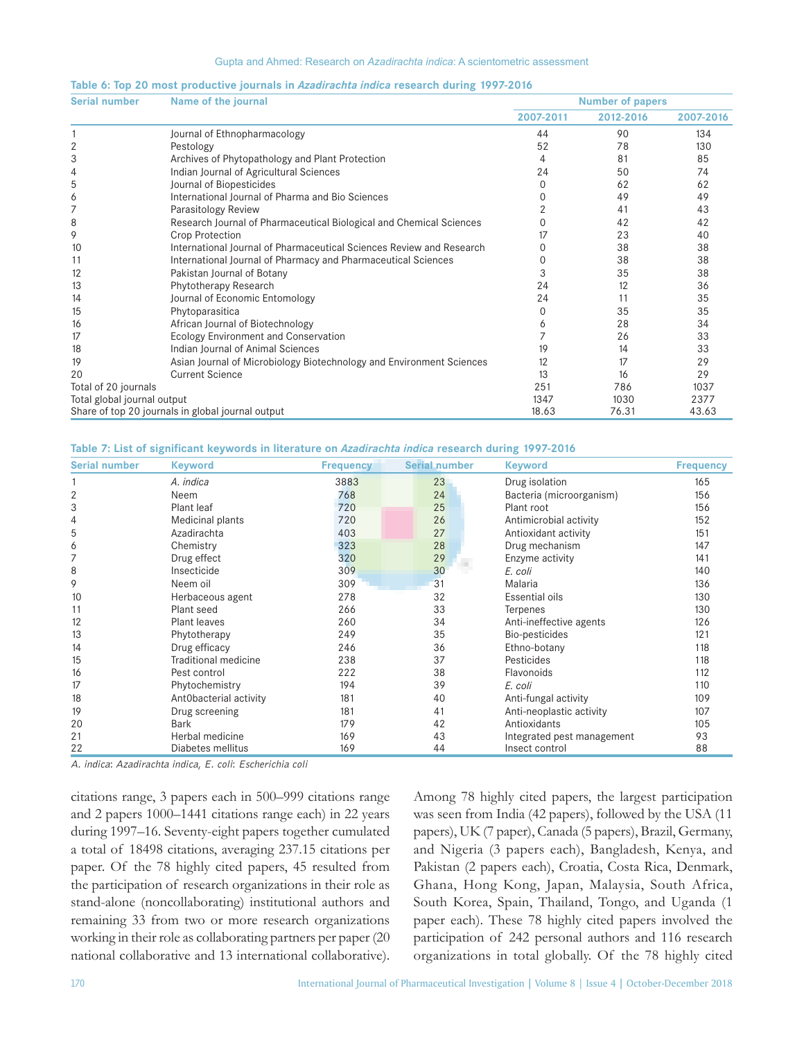**Table 6: Top 20 most productive journals in *Azadirachta indica* research during 1997-2016**

| Serial number | Name of the journal | Number of papers | | |
|---|---|---|---|---|
| | | 2007-2011 | 2012-2016 | 2007-2016 |
| 1 | Journal of Ethnopharmacology | 44 | 90 | 134 |
| 2 | Pestology | 52 | 78 | 130 |
| 3 | Archives of Phytopathology and Plant Protection | 4 | 81 | 85 |
| 4 | Indian Journal of Agricultural Sciences | 24 | 50 | 74 |
| 5 | Journal of Biopesticides | 0 | 62 | 62 |
| 6 | International Journal of Pharma and Bio Sciences | 0 | 49 | 49 |
| 7 | Parasitology Review | 2 | 41 | 43 |
| 8 | Research Journal of Pharmaceutical Biological and Chemical Sciences | 0 | 42 | 42 |
| 9 | Crop Protection | 17 | 23 | 40 |
| 10 | International Journal of Pharmaceutical Sciences Review and Research | 0 | 38 | 38 |
| 11 | International Journal of Pharmacy and Pharmaceutical Sciences | 0 | 38 | 38 |
| 12 | Pakistan Journal of Botany | 3 | 35 | 38 |
| 13 | Phytotherapy Research | 24 | 12 | 36 |
| 14 | Journal of Economic Entomology | 24 | 11 | 35 |
| 15 | Phytoparasitica | 0 | 35 | 35 |
| 16 | African Journal of Biotechnology | 6 | 28 | 34 |
| 17 | Ecology Environment and Conservation | 7 | 26 | 33 |
| 18 | Indian Journal of Animal Sciences | 19 | 14 | 33 |
| 19 | Asian Journal of Microbiology Biotechnology and Environment Sciences | 12 | 17 | 29 |
| 20 | Current Science | 13 | 16 | 29 |
| Total of 20 journals | | 251 | 786 | 1037 |
| Total global journal output | | 1347 | 1030 | 2377 |
| Share of top 20 journals in global journal output | | 18.63 | 76.31 | 43.63 |

**Table 7: List of significant keywords in literature on *Azadirachta indica* research during 1997-2016**

| Serial number | Keyword | Frequency | Serial number | Keyword | Frequency |
|---|---|---|---|---|---|
| 1 | *A. indica* | 3883 | 23 | Drug isolation | 165 |
| 2 | Neem | 768 | 24 | Bacteria (microorganism) | 156 |
| 3 | Plant leaf | 720 | 25 | Plant root | 156 |
| 4 | Medicinal plants | 720 | 26 | Antimicrobial activity | 152 |
| 5 | Azadirachta | 403 | 27 | Antioxidant activity | 151 |
| 6 | Chemistry | 323 | 28 | Drug mechanism | 147 |
| 7 | Drug effect | 320 | 29 | Enzyme activity | 141 |
| 8 | Insecticide | 309 | 30 | *E. coli* | 140 |
| 9 | Neem oil | 309 | 31 | Malaria | 136 |
| 10 | Herbaceous agent | 278 | 32 | Essential oils | 130 |
| 11 | Plant seed | 266 | 33 | Terpenes | 130 |
| 12 | Plant leaves | 260 | 34 | Anti-ineffective agents | 126 |
| 13 | Phytotherapy | 249 | 35 | Bio-pesticides | 121 |
| 14 | Drug efficacy | 246 | 36 | Ethno-botany | 118 |
| 15 | Traditional medicine | 238 | 37 | Pesticides | 118 |
| 16 | Pest control | 222 | 38 | Flavonoids | 112 |
| 17 | Phytochemistry | 194 | 39 | *E. coli* | 110 |
| 18 | Ant0bacterial activity | 181 | 40 | Anti-fungal activity | 109 |
| 19 | Drug screening | 181 | 41 | Anti-neoplastic activity | 107 |
| 20 | Bark | 179 | 42 | Antioxidants | 105 |
| 21 | Herbal medicine | 169 | 43 | Integrated pest management | 93 |
| 22 | Diabetes mellitus | 169 | 44 | Insect control | 88 |

*A. indica*: *Azadirachta indica*, *E. coli*: *Escherichia coli*

citations range, 3 papers each in 500–999 citations range and 2 papers 1000–1441 citations range each) in 22 years during 1997–16. Seventy-eight papers together cumulated a total of 18498 citations, averaging 237.15 citations per paper. Of the 78 highly cited papers, 45 resulted from the participation of research organizations in their role as stand-alone (noncollaborating) institutional authors and remaining 33 from two or more research organizations working in their role as collaborating partners per paper (20 national collaborative and 13 international collaborative).

Among 78 highly cited papers, the largest participation was seen from India (42 papers), followed by the USA (11 papers), UK (7 paper), Canada (5 papers), Brazil, Germany, and Nigeria (3 papers each), Bangladesh, Kenya, and Pakistan (2 papers each), Croatia, Costa Rica, Denmark, Ghana, Hong Kong, Japan, Malaysia, South Africa, South Korea, Spain, Thailand, Tongo, and Uganda (1 paper each). These 78 highly cited papers involved the participation of 242 personal authors and 116 research organizations in total globally. Of the 78 highly cited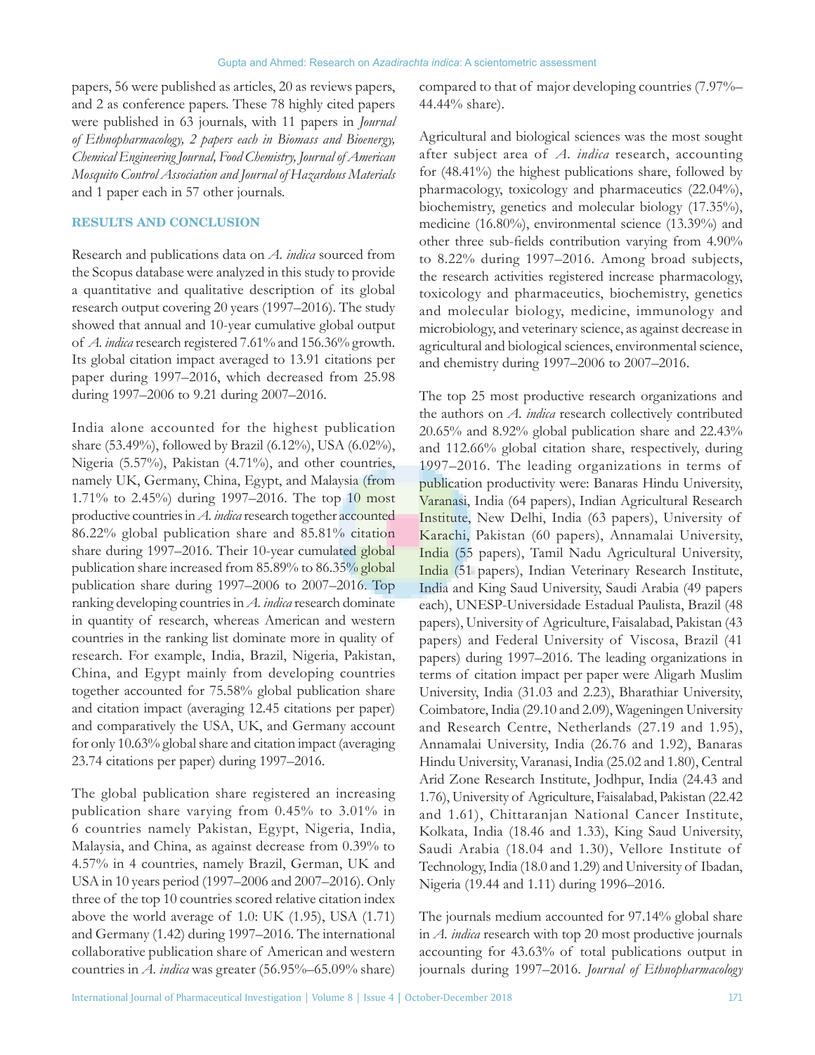papers, 56 were published as articles, 20 as reviews papers, and 2 as conference papers. These 78 highly cited papers were published in 63 journals, with 11 papers in *Journal of Ethnopharmacology, 2 papers each in Biomass and Bioenergy, Chemical Engineering Journal, Food Chemistry, Journal of American Mosquito Control Association and Journal of Hazardous Materials* and 1 paper each in 57 other journals.

## RESULTS AND CONCLUSION

Research and publications data on *A. indica* sourced from the Scopus database were analyzed in this study to provide a quantitative and qualitative description of its global research output covering 20 years (1997–2016). The study showed that annual and 10-year cumulative global output of *A. indica* research registered 7.61% and 156.36% growth. Its global citation impact averaged to 13.91 citations per paper during 1997–2016, which decreased from 25.98 during 1997–2006 to 9.21 during 2007–2016.

India alone accounted for the highest publication share (53.49%), followed by Brazil (6.12%), USA (6.02%), Nigeria (5.57%), Pakistan (4.71%), and other countries, namely UK, Germany, China, Egypt, and Malaysia (from 1.71% to 2.45%) during 1997–2016. The top 10 most productive countries in *A. indica* research together accounted 86.22% global publication share and 85.81% citation share during 1997–2016. Their 10-year cumulated global publication share increased from 85.89% to 86.35% global publication share during 1997–2006 to 2007–2016. Top ranking developing countries in *A. indica* research dominate in quantity of research, whereas American and western countries in the ranking list dominate more in quality of research. For example, India, Brazil, Nigeria, Pakistan, China, and Egypt mainly from developing countries together accounted for 75.58% global publication share and citation impact (averaging 12.45 citations per paper) and comparatively the USA, UK, and Germany account for only 10.63% global share and citation impact (averaging 23.74 citations per paper) during 1997–2016.

The global publication share registered an increasing publication share varying from 0.45% to 3.01% in 6 countries namely Pakistan, Egypt, Nigeria, India, Malaysia, and China, as against decrease from 0.39% to 4.57% in 4 countries, namely Brazil, German, UK and USA in 10 years period (1997–2006 and 2007–2016). Only three of the top 10 countries scored relative citation index above the world average of 1.0: UK (1.95), USA (1.71) and Germany (1.42) during 1997–2016. The international collaborative publication share of American and western countries in *A. indica* was greater (56.95%–65.09% share) compared to that of major developing countries (7.97%–44.44% share).

Agricultural and biological sciences was the most sought after subject area of *A. indica* research, accounting for (48.41%) the highest publications share, followed by pharmacology, toxicology and pharmaceutics (22.04%), biochemistry, genetics and molecular biology (17.35%), medicine (16.80%), environmental science (13.39%) and other three sub-fields contribution varying from 4.90% to 8.22% during 1997–2016. Among broad subjects, the research activities registered increase pharmacology, toxicology and pharmaceutics, biochemistry, genetics and molecular biology, medicine, immunology and microbiology, and veterinary science, as against decrease in agricultural and biological sciences, environmental science, and chemistry during 1997–2006 to 2007–2016.

The top 25 most productive research organizations and the authors on *A. indica* research collectively contributed 20.65% and 8.92% global publication share and 22.43% and 112.66% global citation share, respectively, during 1997–2016. The leading organizations in terms of publication productivity were: Banaras Hindu University, Varanasi, India (64 papers), Indian Agricultural Research Institute, New Delhi, India (63 papers), University of Karachi, Pakistan (60 papers), Annamalai University, India (55 papers), Tamil Nadu Agricultural University, India (51 papers), Indian Veterinary Research Institute, India and King Saud University, Saudi Arabia (49 papers each), UNESP-Universidade Estadual Paulista, Brazil (48 papers), University of Agriculture, Faisalabad, Pakistan (43 papers) and Federal University of Viscosa, Brazil (41 papers) during 1997–2016. The leading organizations in terms of citation impact per paper were Aligarh Muslim University, India (31.03 and 2.23), Bharathiar University, Coimbatore, India (29.10 and 2.09), Wageningen University and Research Centre, Netherlands (27.19 and 1.95), Annamalai University, India (26.76 and 1.92), Banaras Hindu University, Varanasi, India (25.02 and 1.80), Central Arid Zone Research Institute, Jodhpur, India (24.43 and 1.76), University of Agriculture, Faisalabad, Pakistan (22.42 and 1.61), Chittaranjan National Cancer Institute, Kolkata, India (18.46 and 1.33), King Saud University, Saudi Arabia (18.04 and 1.30), Vellore Institute of Technology, India (18.0 and 1.29) and University of Ibadan, Nigeria (19.44 and 1.11) during 1996–2016.

The journals medium accounted for 97.14% global share in *A. indica* research with top 20 most productive journals accounting for 43.63% of total publications output in journals during 1997–2016. *Journal of Ethnopharmacology*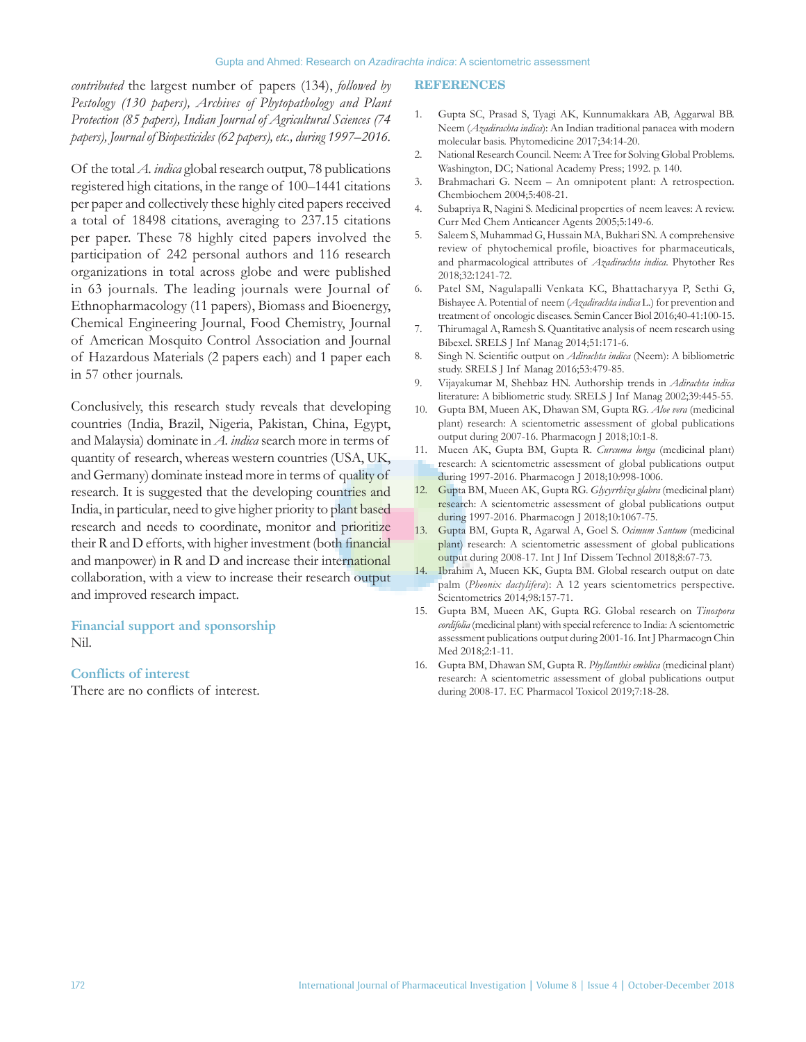*contributed* the largest number of papers (134), *followed by Pestology (130 papers), Archives of Phytopathology and Plant Protection (85 papers), Indian Journal of Agricultural Sciences (74 papers), Journal of Biopesticides (62 papers), etc., during 1997–2016.*

Of the total *A. indica* global research output, 78 publications registered high citations, in the range of 100–1441 citations per paper and collectively these highly cited papers received a total of 18498 citations, averaging to 237.15 citations per paper. These 78 highly cited papers involved the participation of 242 personal authors and 116 research organizations in total across globe and were published in 63 journals. The leading journals were Journal of Ethnopharmacology (11 papers), Biomass and Bioenergy, Chemical Engineering Journal, Food Chemistry, Journal of American Mosquito Control Association and Journal of Hazardous Materials (2 papers each) and 1 paper each in 57 other journals.

Conclusively, this research study reveals that developing countries (India, Brazil, Nigeria, Pakistan, China, Egypt, and Malaysia) dominate in *A. indica* search more in terms of quantity of research, whereas western countries (USA, UK, and Germany) dominate instead more in terms of quality of research. It is suggested that the developing countries and India, in particular, need to give higher priority to plant based research and needs to coordinate, monitor and prioritize their R and D efforts, with higher investment (both financial and manpower) in R and D and increase their international collaboration, with a view to increase their research output and improved research impact.

### Financial support and sponsorship

Nil.

### Conflicts of interest

There are no conflicts of interest.

## REFERENCES

1. Gupta SC, Prasad S, Tyagi AK, Kunnumakkara AB, Aggarwal BB. Neem (*Azadirachta indica*): An Indian traditional panacea with modern molecular basis. Phytomedicine 2017;34:14-20.
2. National Research Council. Neem: A Tree for Solving Global Problems. Washington, DC; National Academy Press; 1992. p. 140.
3. Brahmachari G. Neem – An omnipotent plant: A retrospection. Chembiochem 2004;5:408-21.
4. Subapriya R, Nagini S. Medicinal properties of neem leaves: A review. Curr Med Chem Anticancer Agents 2005;5:149-6.
5. Saleem S, Muhammad G, Hussain MA, Bukhari SN. A comprehensive review of phytochemical profile, bioactives for pharmaceuticals, and pharmacological attributes of *Azadirachta indica*. Phytother Res 2018;32:1241-72.
6. Patel SM, Nagulapalli Venkata KC, Bhattacharyya P, Sethi G, Bishayee A. Potential of neem (*Azadirachta indica* L.) for prevention and treatment of oncologic diseases. Semin Cancer Biol 2016;40-41:100-15.
7. Thirumagal A, Ramesh S. Quantitative analysis of neem research using Bibexcel. SRELS J Inf Manag 2014;51:171-6.
8. Singh N. Scientific output on *Adirachta indica* (Neem): A bibliometric study. SRELS J Inf Manag 2016;53:479-85.
9. Vijayakumar M, Shehbaz HN. Authorship trends in *Adirachta indica* literature: A bibliometric study. SRELS J Inf Manag 2002;39:445-55.
10. Gupta BM, Mueen AK, Dhawan SM, Gupta RG. *Aloe vera* (medicinal plant) research: A scientometric assessment of global publications output during 2007-16. Pharmacogn J 2018;10:1-8.
11. Mueen AK, Gupta BM, Gupta R. *Curcuma longa* (medicinal plant) research: A scientometric assessment of global publications output during 1997-2016. Pharmacogn J 2018;10:998-1006.
12. Gupta BM, Mueen AK, Gupta RG. *Glycyrrhiza glabra* (medicinal plant) research: A scientometric assessment of global publications output during 1997-2016. Pharmacogn J 2018;10:1067-75.
13. Gupta BM, Gupta R, Agarwal A, Goel S. *Ocimum Santum* (medicinal plant) research: A scientometric assessment of global publications output during 2008-17. Int J Inf Dissem Technol 2018;8:67-73.
14. Ibrahim A, Mueen KK, Gupta BM. Global research output on date palm (*Pheonix dactylifera*): A 12 years scientometrics perspective. Scientometrics 2014;98:157-71.
15. Gupta BM, Mueen AK, Gupta RG. Global research on *Tinospora cordifolia* (medicinal plant) with special reference to India: A scientometric assessment publications output during 2001-16. Int J Pharmacogn Chin Med 2018;2:1-11.
16. Gupta BM, Dhawan SM, Gupta R. *Phyllanthis emblica* (medicinal plant) research: A scientometric assessment of global publications output during 2008-17. EC Pharmacol Toxicol 2019;7:18-28.